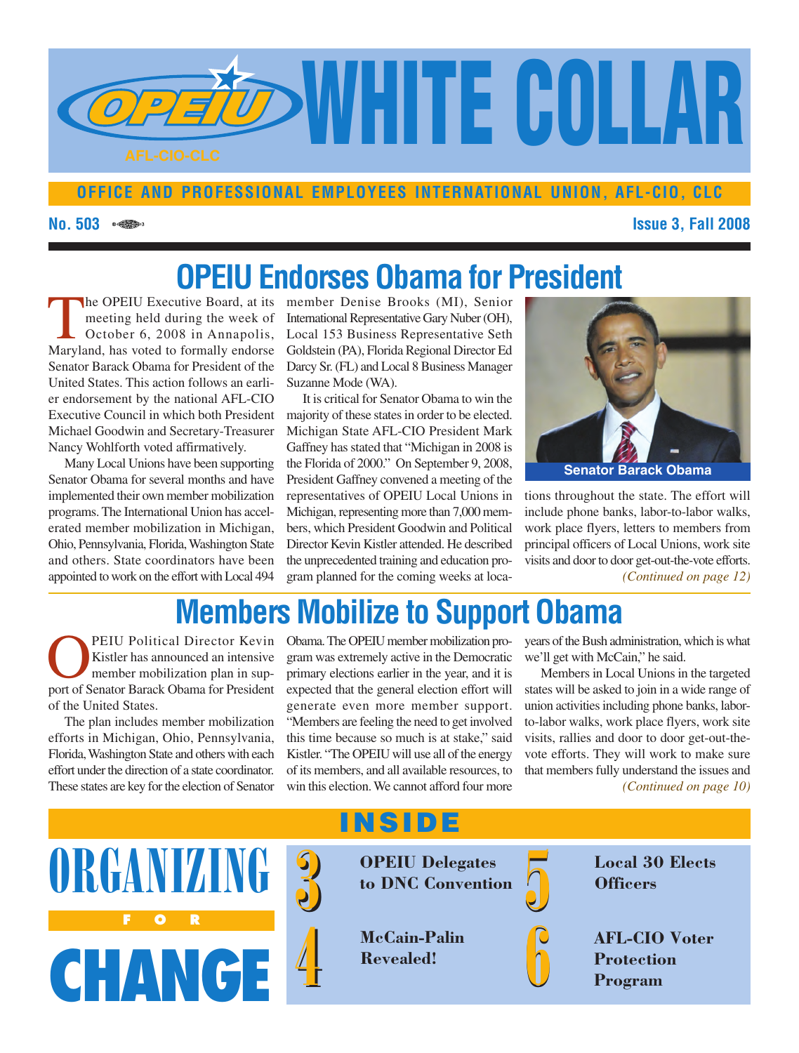# WHITE COLLAR

OPEIU AFL-CIO-CLC

**OFFICE AND PROFESSIONAL EMPLOYEES INTERNATIONAL UNION, AFL-CIO, CLC**

**No. 503** **Issue 3, Fall 2008**

## OPEIU Endorses Obama for President

The OPEIU Executive Board, at its meeting held during the week of October 6, 2008 in Annapolis, Maryland, has voted to formally endorse Senator Barack Obama for President of the United States. This action follows an earlier endorsement by the national AFL-CIO Executive Council in which both President Michael Goodwin and Secretary-Treasurer Nancy Wohlforth voted affirmatively.

Many Local Unions have been supporting Senator Obama for several months and have implemented their own member mobilization programs. The International Union has accelerated member mobilization in Michigan, Ohio, Pennsylvania, Florida, Washington State and others. State coordinators have been appointed to work on the effort with Local 494 member Denise Brooks (MI), Senior International Representative Gary Nuber (OH), Local 153 Business Representative Seth Goldstein (PA), Florida Regional Director Ed Darcy Sr. (FL) and Local 8 Business Manager Suzanne Mode (WA).

It is critical for Senator Obama to win the majority of these states in order to be elected. Michigan State AFL-CIO President Mark Gaffney has stated that "Michigan in 2008 is the Florida of 2000." On September 9, 2008, President Gaffney convened a meeting of the representatives of OPEIU Local Unions in Michigan, representing more than 7,000 members, which President Goodwin and Political Director Kevin Kistler attended. He described the unprecedented training and education program planned for the coming weeks at locations throughout the state. The effort will include phone banks, labor-to-labor walks, work place flyers, letters to members from principal officers of Local Unions, work site visits and door to door get-out-the-vote efforts.

Senator Barack Obama

*(Continued on page 12)*

## Members Mobilize to Support Obama

OPEIU Political Director Kevin Kistler has announced an intensive member mobilization plan in support of Senator Barack Obama for President of the United States.

The plan includes member mobilization efforts in Michigan, Ohio, Pennsylvania, Florida, Washington State and others with each effort under the direction of a state coordinator. These states are key for the election of Senator Obama. The OPEIU member mobilization program was extremely active in the Democratic primary elections earlier in the year, and it is expected that the general election effort will generate even more member support. "Members are feeling the need to get involved this time because so much is at stake," said Kistler. "The OPEIU will use all of the energy of its members, and all available resources, to win this election. We cannot afford four more years of the Bush administration, which is what we'll get with McCain," he said.

Members in Local Unions in the targeted states will be asked to join in a wide range of union activities including phone banks, labor-to-labor walks, work place flyers, work site visits, rallies and door to door get-out-the-vote efforts. They will work to make sure that members fully understand the issues and

*(Continued on page 10)*

## INSIDE

**ORGANIZING FOR CHANGE**

- **3** OPEIU Delegates to DNC Convention
- **4** McCain-Palin Revealed!
- **5** Local 30 Elects Officers
- **6** AFL-CIO Voter Protection Program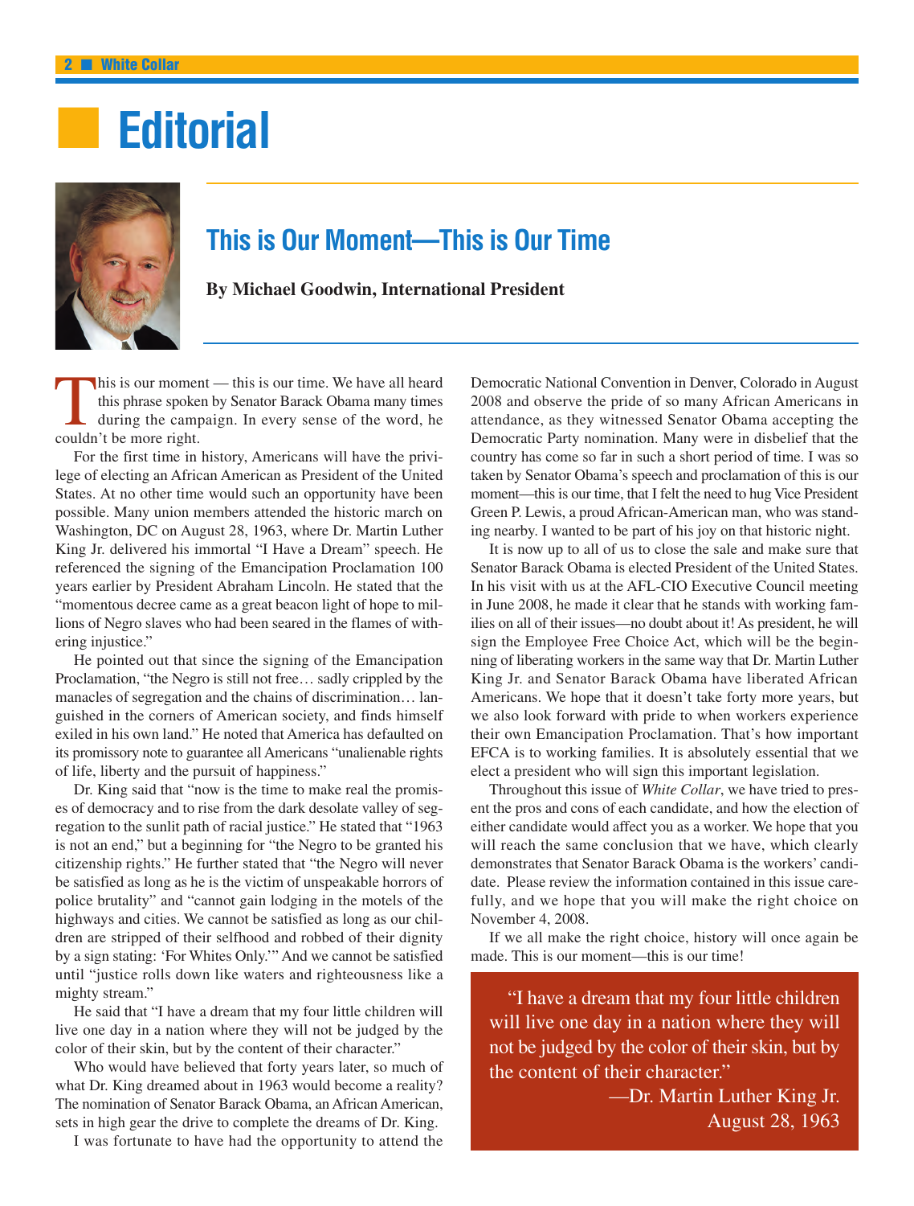# Editorial

## This is Our Moment—This is Our Time

**By Michael Goodwin, International President**

This is our moment — this is our time. We have all heard this phrase spoken by Senator Barack Obama many times during the campaign. In every sense of the word, he couldn't be more right.

For the first time in history, Americans will have the privilege of electing an African American as President of the United States. At no other time would such an opportunity have been possible. Many union members attended the historic march on Washington, DC on August 28, 1963, where Dr. Martin Luther King Jr. delivered his immortal "I Have a Dream" speech. He referenced the signing of the Emancipation Proclamation 100 years earlier by President Abraham Lincoln. He stated that the "momentous decree came as a great beacon light of hope to millions of Negro slaves who had been seared in the flames of withering injustice."

He pointed out that since the signing of the Emancipation Proclamation, "the Negro is still not free… sadly crippled by the manacles of segregation and the chains of discrimination… languished in the corners of American society, and finds himself exiled in his own land." He noted that America has defaulted on its promissory note to guarantee all Americans "unalienable rights of life, liberty and the pursuit of happiness."

Dr. King said that "now is the time to make real the promises of democracy and to rise from the dark desolate valley of segregation to the sunlit path of racial justice." He stated that "1963 is not an end," but a beginning for "the Negro to be granted his citizenship rights." He further stated that "the Negro will never be satisfied as long as he is the victim of unspeakable horrors of police brutality" and "cannot gain lodging in the motels of the highways and cities. We cannot be satisfied as long as our children are stripped of their selfhood and robbed of their dignity by a sign stating: 'For Whites Only.'" And we cannot be satisfied until "justice rolls down like waters and righteousness like a mighty stream."

He said that "I have a dream that my four little children will live one day in a nation where they will not be judged by the color of their skin, but by the content of their character."

Who would have believed that forty years later, so much of what Dr. King dreamed about in 1963 would become a reality? The nomination of Senator Barack Obama, an African American, sets in high gear the drive to complete the dreams of Dr. King.

I was fortunate to have had the opportunity to attend the Democratic National Convention in Denver, Colorado in August 2008 and observe the pride of so many African Americans in attendance, as they witnessed Senator Obama accepting the Democratic Party nomination. Many were in disbelief that the country has come so far in such a short period of time. I was so taken by Senator Obama's speech and proclamation of this is our moment—this is our time, that I felt the need to hug Vice President Green P. Lewis, a proud African-American man, who was standing nearby. I wanted to be part of his joy on that historic night.

It is now up to all of us to close the sale and make sure that Senator Barack Obama is elected President of the United States. In his visit with us at the AFL-CIO Executive Council meeting in June 2008, he made it clear that he stands with working families on all of their issues—no doubt about it! As president, he will sign the Employee Free Choice Act, which will be the beginning of liberating workers in the same way that Dr. Martin Luther King Jr. and Senator Barack Obama have liberated African Americans. We hope that it doesn't take forty more years, but we also look forward with pride to when workers experience their own Emancipation Proclamation. That's how important EFCA is to working families. It is absolutely essential that we elect a president who will sign this important legislation.

Throughout this issue of *White Collar*, we have tried to present the pros and cons of each candidate, and how the election of either candidate would affect you as a worker. We hope that you will reach the same conclusion that we have, which clearly demonstrates that Senator Barack Obama is the workers' candidate. Please review the information contained in this issue carefully, and we hope that you will make the right choice on November 4, 2008.

If we all make the right choice, history will once again be made. This is our moment—this is our time!

> "I have a dream that my four little children will live one day in a nation where they will not be judged by the color of their skin, but by the content of their character."
>
> —Dr. Martin Luther King Jr.
> August 28, 1963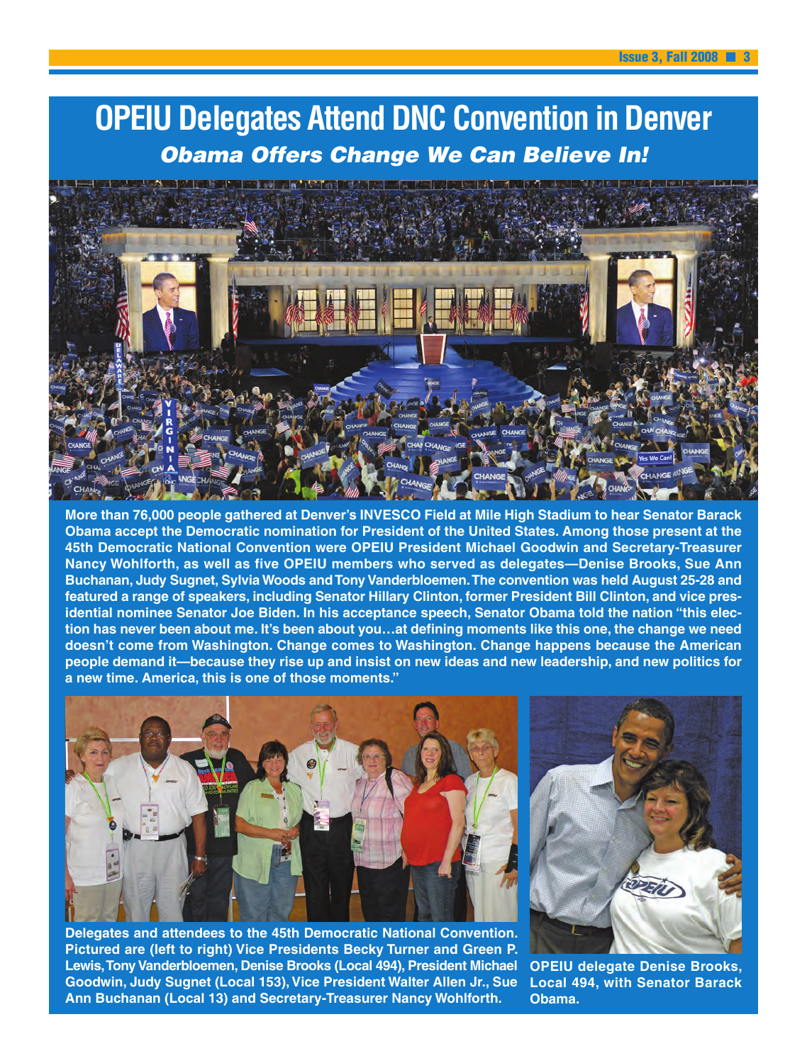# OPEIU Delegates Attend DNC Convention in Denver

## *Obama Offers Change We Can Believe In!*

**More than 76,000 people gathered at Denver's INVESCO Field at Mile High Stadium to hear Senator Barack Obama accept the Democratic nomination for President of the United States. Among those present at the 45th Democratic National Convention were OPEIU President Michael Goodwin and Secretary-Treasurer Nancy Wohlforth, as well as five OPEIU members who served as delegates—Denise Brooks, Sue Ann Buchanan, Judy Sugnet, Sylvia Woods and Tony Vanderbloemen. The convention was held August 25-28 and featured a range of speakers, including Senator Hillary Clinton, former President Bill Clinton, and vice presidential nominee Senator Joe Biden. In his acceptance speech, Senator Obama told the nation "this election has never been about me. It's been about you…at defining moments like this one, the change we need doesn't come from Washington. Change comes to Washington. Change happens because the American people demand it—because they rise up and insist on new ideas and new leadership, and new politics for a new time. America, this is one of those moments."**

**Delegates and attendees to the 45th Democratic National Convention. Pictured are (left to right) Vice Presidents Becky Turner and Green P. Lewis, Tony Vanderbloemen, Denise Brooks (Local 494), President Michael Goodwin, Judy Sugnet (Local 153), Vice President Walter Allen Jr., Sue Ann Buchanan (Local 13) and Secretary-Treasurer Nancy Wohlforth.**

**OPEIU delegate Denise Brooks, Local 494, with Senator Barack Obama.**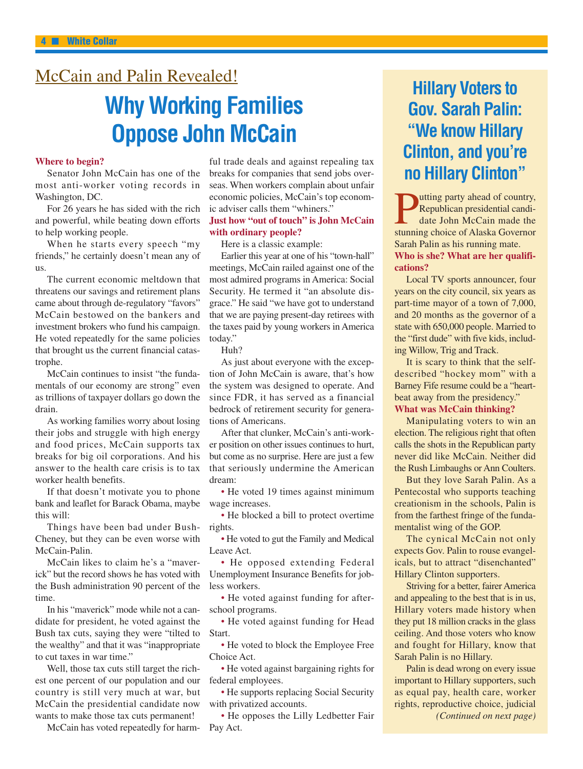## McCain and Palin Revealed!

# Why Working Families Oppose John McCain

**Where to begin?**

Senator John McCain has one of the most anti-worker voting records in Washington, DC.

For 26 years he has sided with the rich and powerful, while beating down efforts to help working people.

When he starts every speech "my friends," he certainly doesn't mean any of us.

The current economic meltdown that threatens our savings and retirement plans came about through de-regulatory "favors" McCain bestowed on the bankers and investment brokers who fund his campaign. He voted repeatedly for the same policies that brought us the current financial catastrophe.

McCain continues to insist "the fundamentals of our economy are strong" even as trillions of taxpayer dollars go down the drain.

As working families worry about losing their jobs and struggle with high energy and food prices, McCain supports tax breaks for big oil corporations. And his answer to the health care crisis is to tax worker health benefits.

If that doesn't motivate you to phone bank and leaflet for Barack Obama, maybe this will:

Things have been bad under Bush-Cheney, but they can be even worse with McCain-Palin.

McCain likes to claim he's a "maverick" but the record shows he has voted with the Bush administration 90 percent of the time.

In his "maverick" mode while not a candidate for president, he voted against the Bush tax cuts, saying they were "tilted to the wealthy" and that it was "inappropriate to cut taxes in war time."

Well, those tax cuts still target the richest one percent of our population and our country is still very much at war, but McCain the presidential candidate now wants to make those tax cuts permanent!

McCain has voted repeatedly for harmful trade deals and against repealing tax breaks for companies that send jobs overseas. When workers complain about unfair economic policies, McCain's top economic adviser calls them "whiners."

**Just how "out of touch" is John McCain with ordinary people?**

Here is a classic example:

Earlier this year at one of his "town-hall" meetings, McCain railed against one of the most admired programs in America: Social Security. He termed it "an absolute disgrace." He said "we have got to understand that we are paying present-day retirees with the taxes paid by young workers in America today."

Huh?

As just about everyone with the exception of John McCain is aware, that's how the system was designed to operate. And since FDR, it has served as a financial bedrock of retirement security for generations of Americans.

After that clunker, McCain's anti-worker position on other issues continues to hurt, but come as no surprise. Here are just a few that seriously undermine the American dream:

- He voted 19 times against minimum wage increases.
- He blocked a bill to protect overtime rights.
- He voted to gut the Family and Medical Leave Act.
- He opposed extending Federal Unemployment Insurance Benefits for jobless workers.
- He voted against funding for after-school programs.
- He voted against funding for Head Start.
- He voted to block the Employee Free Choice Act.
- He voted against bargaining rights for federal employees.
- He supports replacing Social Security with privatized accounts.
- He opposes the Lilly Ledbetter Fair Pay Act.

## Hillary Voters to Gov. Sarah Palin: "We know Hillary Clinton, and you're no Hillary Clinton"

Putting party ahead of country, Republican presidential candidate John McCain made the stunning choice of Alaska Governor Sarah Palin as his running mate.

**Who is she? What are her qualifications?**

Local TV sports announcer, four years on the city council, six years as part-time mayor of a town of 7,000, and 20 months as the governor of a state with 650,000 people. Married to the "first dude" with five kids, including Willow, Trig and Track.

It is scary to think that the self-described "hockey mom" with a Barney Fife resume could be a "heartbeat away from the presidency."

**What was McCain thinking?**

Manipulating voters to win an election. The religious right that often calls the shots in the Republican party never did like McCain. Neither did the Rush Limbaughs or Ann Coulters.

But they love Sarah Palin. As a Pentecostal who supports teaching creationism in the schools, Palin is from the farthest fringe of the fundamentalist wing of the GOP.

The cynical McCain not only expects Gov. Palin to rouse evangelicals, but to attract "disenchanted" Hillary Clinton supporters.

Striving for a better, fairer America and appealing to the best that is in us, Hillary voters made history when they put 18 million cracks in the glass ceiling. And those voters who know and fought for Hillary, know that Sarah Palin is no Hillary.

Palin is dead wrong on every issue important to Hillary supporters, such as equal pay, health care, worker rights, reproductive choice, judicial

*(Continued on next page)*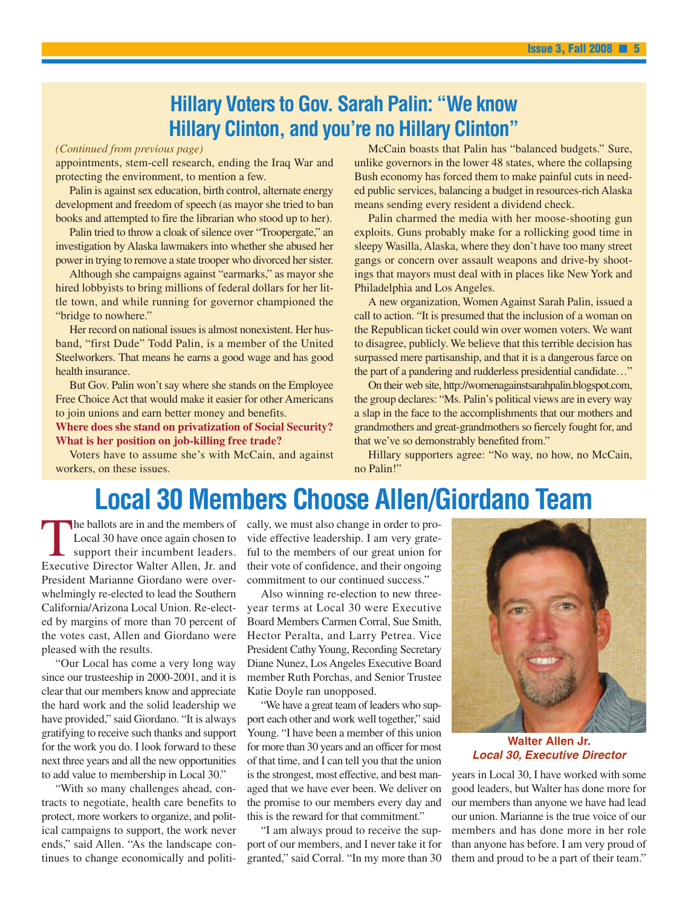## Hillary Voters to Gov. Sarah Palin: "We know Hillary Clinton, and you're no Hillary Clinton"

*(Continued from previous page)*

appointments, stem-cell research, ending the Iraq War and protecting the environment, to mention a few.

Palin is against sex education, birth control, alternate energy development and freedom of speech (as mayor she tried to ban books and attempted to fire the librarian who stood up to her).

Palin tried to throw a cloak of silence over "Troopergate," an investigation by Alaska lawmakers into whether she abused her power in trying to remove a state trooper who divorced her sister.

Although she campaigns against "earmarks," as mayor she hired lobbyists to bring millions of federal dollars for her little town, and while running for governor championed the "bridge to nowhere."

Her record on national issues is almost nonexistent. Her husband, "first Dude" Todd Palin, is a member of the United Steelworkers. That means he earns a good wage and has good health insurance.

But Gov. Palin won't say where she stands on the Employee Free Choice Act that would make it easier for other Americans to join unions and earn better money and benefits.

**Where does she stand on privatization of Social Security? What is her position on job-killing free trade?**

Voters have to assume she's with McCain, and against workers, on these issues.

McCain boasts that Palin has "balanced budgets." Sure, unlike governors in the lower 48 states, where the collapsing Bush economy has forced them to make painful cuts in needed public services, balancing a budget in resources-rich Alaska means sending every resident a dividend check.

Palin charmed the media with her moose-shooting gun exploits. Guns probably make for a rollicking good time in sleepy Wasilla, Alaska, where they don't have too many street gangs or concern over assault weapons and drive-by shootings that mayors must deal with in places like New York and Philadelphia and Los Angeles.

A new organization, Women Against Sarah Palin, issued a call to action. "It is presumed that the inclusion of a woman on the Republican ticket could win over women voters. We want to disagree, publicly. We believe that this terrible decision has surpassed mere partisanship, and that it is a dangerous farce on the part of a pandering and rudderless presidential candidate…"

On their web site, http://womenagainstsarahpalin.blogspot.com, the group declares: "Ms. Palin's political views are in every way a slap in the face to the accomplishments that our mothers and grandmothers and great-grandmothers so fiercely fought for, and that we've so demonstrably benefited from."

Hillary supporters agree: "No way, no how, no McCain, no Palin!"

# Local 30 Members Choose Allen/Giordano Team

The ballots are in and the members of Local 30 have once again chosen to support their incumbent leaders. Executive Director Walter Allen, Jr. and President Marianne Giordano were overwhelmingly re-elected to lead the Southern California/Arizona Local Union. Re-elected by margins of more than 70 percent of the votes cast, Allen and Giordano were pleased with the results.

"Our Local has come a very long way since our trusteeship in 2000-2001, and it is clear that our members know and appreciate the hard work and the solid leadership we have provided," said Giordano. "It is always gratifying to receive such thanks and support for the work you do. I look forward to these next three years and all the new opportunities to add value to membership in Local 30."

"With so many challenges ahead, contracts to negotiate, health care benefits to protect, more workers to organize, and political campaigns to support, the work never ends," said Allen. "As the landscape continues to change economically and politically, we must also change in order to provide effective leadership. I am very grateful to the members of our great union for their vote of confidence, and their ongoing commitment to our continued success."

Also winning re-election to new three-year terms at Local 30 were Executive Board Members Carmen Corral, Sue Smith, Hector Peralta, and Larry Petrea. Vice President Cathy Young, Recording Secretary Diane Nunez, Los Angeles Executive Board member Ruth Porchas, and Senior Trustee Katie Doyle ran unopposed.

"We have a great team of leaders who support each other and work well together," said Young. "I have been a member of this union for more than 30 years and an officer for most of that time, and I can tell you that the union is the strongest, most effective, and best managed that we have ever been. We deliver on the promise to our members every day and this is the reward for that commitment."

"I am always proud to receive the support of our members, and I never take it for granted," said Corral. "In my more than 30 years in Local 30, I have worked with some good leaders, but Walter has done more for our members than anyone we have had lead our union. Marianne is the true voice of our members and has done more in her role than anyone has before. I am very proud of them and proud to be a part of their team."

**Walter Allen Jr.**
***Local 30, Executive Director***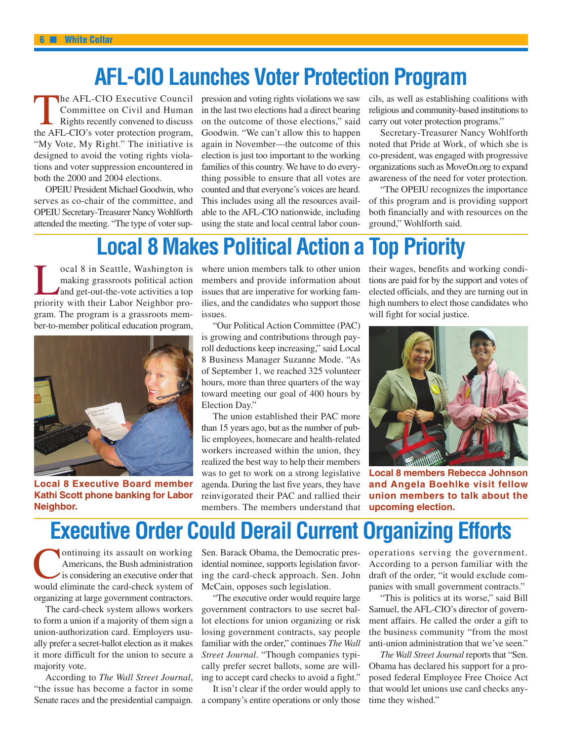# AFL-CIO Launches Voter Protection Program

The AFL-CIO Executive Council Committee on Civil and Human Rights recently convened to discuss the AFL-CIO's voter protection program, "My Vote, My Right." The initiative is designed to avoid the voting rights violations and voter suppression encountered in both the 2000 and 2004 elections.

OPEIU President Michael Goodwin, who serves as co-chair of the committee, and OPEIU Secretary-Treasurer Nancy Wohlforth attended the meeting. "The type of voter suppression and voting rights violations we saw in the last two elections had a direct bearing on the outcome of those elections," said Goodwin. "We can't allow this to happen again in November—the outcome of this election is just too important to the working families of this country. We have to do everything possible to ensure that all votes are counted and that everyone's voices are heard. This includes using all the resources available to the AFL-CIO nationwide, including using the state and local central labor councils, as well as establishing coalitions with religious and community-based institutions to carry out voter protection programs."

Secretary-Treasurer Nancy Wohlforth noted that Pride at Work, of which she is co-president, was engaged with progressive organizations such as MoveOn.org to expand awareness of the need for voter protection.

"The OPEIU recognizes the importance of this program and is providing support both financially and with resources on the ground," Wohlforth said.

# Local 8 Makes Political Action a Top Priority

Local 8 in Seattle, Washington is making grassroots political action and get-out-the-vote activities a top priority with their Labor Neighbor program. The program is a grassroots member-to-member political education program, where union members talk to other union members and provide information about issues that are imperative for working families, and the candidates who support those issues.

"Our Political Action Committee (PAC) is growing and contributions through payroll deductions keep increasing," said Local 8 Business Manager Suzanne Mode. "As of September 1, we reached 325 volunteer hours, more than three quarters of the way toward meeting our goal of 400 hours by Election Day."

The union established their PAC more than 15 years ago, but as the number of public employees, homecare and health-related workers increased within the union, they realized the best way to help their members was to get to work on a strong legislative agenda. During the last five years, they have reinvigorated their PAC and rallied their members. The members understand that their wages, benefits and working conditions are paid for by the support and votes of elected officials, and they are turning out in high numbers to elect those candidates who will fight for social justice.

**Local 8 Executive Board member Kathi Scott phone banking for Labor Neighbor.**

**Local 8 members Rebecca Johnson and Angela Boehlke visit fellow union members to talk about the upcoming election.**

# Executive Order Could Derail Current Organizing Efforts

Continuing its assault on working Americans, the Bush administration is considering an executive order that would eliminate the card-check system of organizing at large government contractors.

The card-check system allows workers to form a union if a majority of them sign a union-authorization card. Employers usually prefer a secret-ballot election as it makes it more difficult for the union to secure a majority vote.

According to *The Wall Street Journal*, "the issue has become a factor in some Senate races and the presidential campaign. Sen. Barack Obama, the Democratic presidential nominee, supports legislation favoring the card-check approach. Sen. John McCain, opposes such legislation.

"The executive order would require large government contractors to use secret ballot elections for union organizing or risk losing government contracts, say people familiar with the order," continues *The Wall Street Journal*. "Though companies typically prefer secret ballots, some are willing to accept card checks to avoid a fight."

It isn't clear if the order would apply to a company's entire operations or only those operations serving the government. According to a person familiar with the draft of the order, "it would exclude companies with small government contracts."

"This is politics at its worse," said Bill Samuel, the AFL-CIO's director of government affairs. He called the order a gift to the business community "from the most anti-union administration that we've seen."

*The Wall Street Journal* reports that "Sen. Obama has declared his support for a proposed federal Employee Free Choice Act that would let unions use card checks anytime they wished."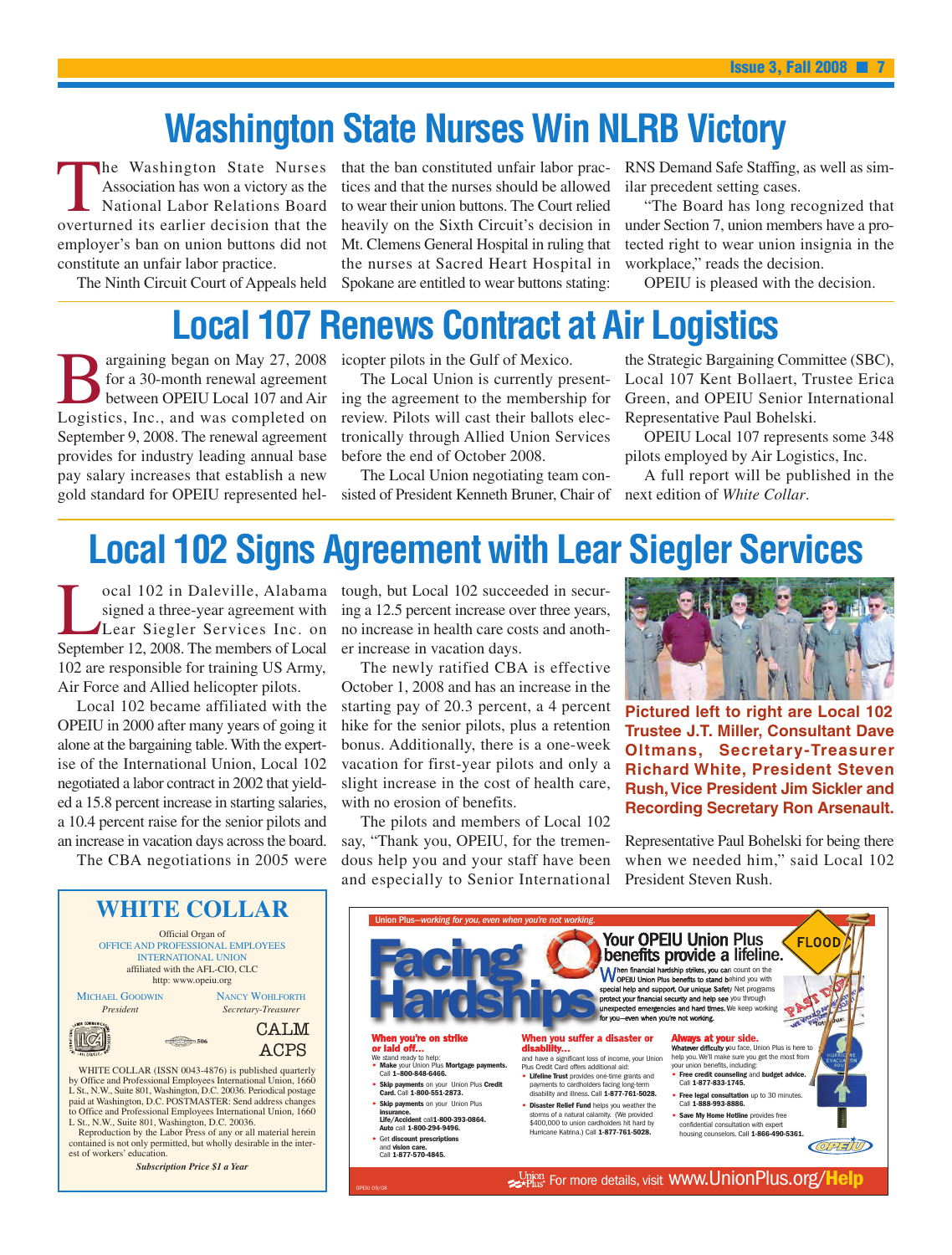# Washington State Nurses Win NLRB Victory

The Washington State Nurses Association has won a victory as the National Labor Relations Board overturned its earlier decision that the employer's ban on union buttons did not constitute an unfair labor practice.

The Ninth Circuit Court of Appeals held that the ban constituted unfair labor practices and that the nurses should be allowed to wear their union buttons. The Court relied heavily on the Sixth Circuit's decision in Mt. Clemens General Hospital in ruling that the nurses at Sacred Heart Hospital in Spokane are entitled to wear buttons stating: RNS Demand Safe Staffing, as well as similar precedent setting cases.

"The Board has long recognized that under Section 7, union members have a protected right to wear union insignia in the workplace," reads the decision.

OPEIU is pleased with the decision.

# Local 107 Renews Contract at Air Logistics

Bargaining began on May 27, 2008 for a 30-month renewal agreement between OPEIU Local 107 and Air Logistics, Inc., and was completed on September 9, 2008. The renewal agreement provides for industry leading annual base pay salary increases that establish a new gold standard for OPEIU represented helicopter pilots in the Gulf of Mexico.

The Local Union is currently presenting the agreement to the membership for review. Pilots will cast their ballots electronically through Allied Union Services before the end of October 2008.

The Local Union negotiating team consisted of President Kenneth Bruner, Chair of the Strategic Bargaining Committee (SBC), Local 107 Kent Bollaert, Trustee Erica Green, and OPEIU Senior International Representative Paul Bohelski.

OPEIU Local 107 represents some 348 pilots employed by Air Logistics, Inc.

A full report will be published in the next edition of *White Collar*.

# Local 102 Signs Agreement with Lear Siegler Services

Local 102 in Daleville, Alabama signed a three-year agreement with Lear Siegler Services Inc. on September 12, 2008. The members of Local 102 are responsible for training US Army, Air Force and Allied helicopter pilots.

Local 102 became affiliated with the OPEIU in 2000 after many years of going it alone at the bargaining table. With the expertise of the International Union, Local 102 negotiated a labor contract in 2002 that yielded a 15.8 percent increase in starting salaries, a 10.4 percent raise for the senior pilots and an increase in vacation days across the board.

The CBA negotiations in 2005 were tough, but Local 102 succeeded in securing a 12.5 percent increase over three years, no increase in health care costs and another increase in vacation days.

The newly ratified CBA is effective October 1, 2008 and has an increase in the starting pay of 20.3 percent, a 4 percent hike for the senior pilots, plus a retention bonus. Additionally, there is a one-week vacation for first-year pilots and only a slight increase in the cost of health care, with no erosion of benefits.

The pilots and members of Local 102 say, "Thank you, OPEIU, for the tremendous help you and your staff have been and especially to Senior International Representative Paul Bohelski for being there when we needed him," said Local 102 President Steven Rush.

**Pictured left to right are Local 102 Trustee J.T. Miller, Consultant Dave Oltmans, Secretary-Treasurer Richard White, President Steven Rush, Vice President Jim Sickler and Recording Secretary Ron Arsenault.**

## WHITE COLLAR

Official Organ of
OFFICE AND PROFESSIONAL EMPLOYEES INTERNATIONAL UNION
affiliated with the AFL-CIO, CLC
http: www.opeiu.org

MICHAEL GOODWIN, *President*
NANCY WOHLFORTH, *Secretary-Treasurer*

CALM
ACPS

WHITE COLLAR (ISSN 0043-4876) is published quarterly by Office and Professional Employees International Union, 1660 L St., N.W., Suite 801, Washington, D.C. 20036. Periodical postage paid at Washington, D.C. POSTMASTER: Send address changes to Office and Professional Employees International Union, 1660 L St., N.W., Suite 801, Washington, D.C. 20036.

Reproduction by the Labor Press of any or all material herein contained is not only permitted, but wholly desirable in the interest of workers' education.

***Subscription Price $1 a Year***

Union Plus—*working for you, even when you're not working.*

# Facing Hardships

## Your OPEIU Union Plus benefits provide a lifeline.

When financial hardship strikes, you can count on the OPEIU Union Plus benefits to stand behind you with special help and support. Our unique Safety Net programs protect your financial security and help see you through unexpected emergencies and hard times. We keep working for you—even when you're not working.

### When you're on strike or laid off...

We stand ready to help:

- **Make** your Union Plus **Mortgage payments.** Call **1-800-848-6466.**
- **Skip payments** on your Union Plus **Credit Card.** Call **1-800-551-2873.**
- **Skip payments** on your Union Plus **insurance. Life/Accident** call **1-800-393-0864. Auto** call **1-800-294-9496.**
- Get **discount prescriptions** and **vision care.** Call **1-877-570-4845.**

### When you suffer a disaster or disability...

and have a significant loss of income, your Union Plus Credit Card offers additional aid:

- **Lifeline Trust** provides one-time grants and payments to cardholders facing long-term disability and illness. Call **1-877-761-5028.**
- **Disaster Relief Fund** helps you weather the storms of a natural calamity. (We provided $400,000 to union cardholders hit hard by Hurricane Katrina.) Call **1-877-761-5028.**

### Always at your side.

Whatever difficulty you face, Union Plus is here to help you. We'll make sure you get the most from your union benefits, including:

- **Free credit counseling** and **budget advice.** Call **1-877-833-1745.**
- **Free legal consultation** up to 30 minutes. Call **1-888-993-8886.**
- **Save My Home Hotline** provides free confidential consultation with expert housing counselors. Call **1-866-490-5361.**

For more details, visit www.UnionPlus.org/**Help**

OPEIU 09/08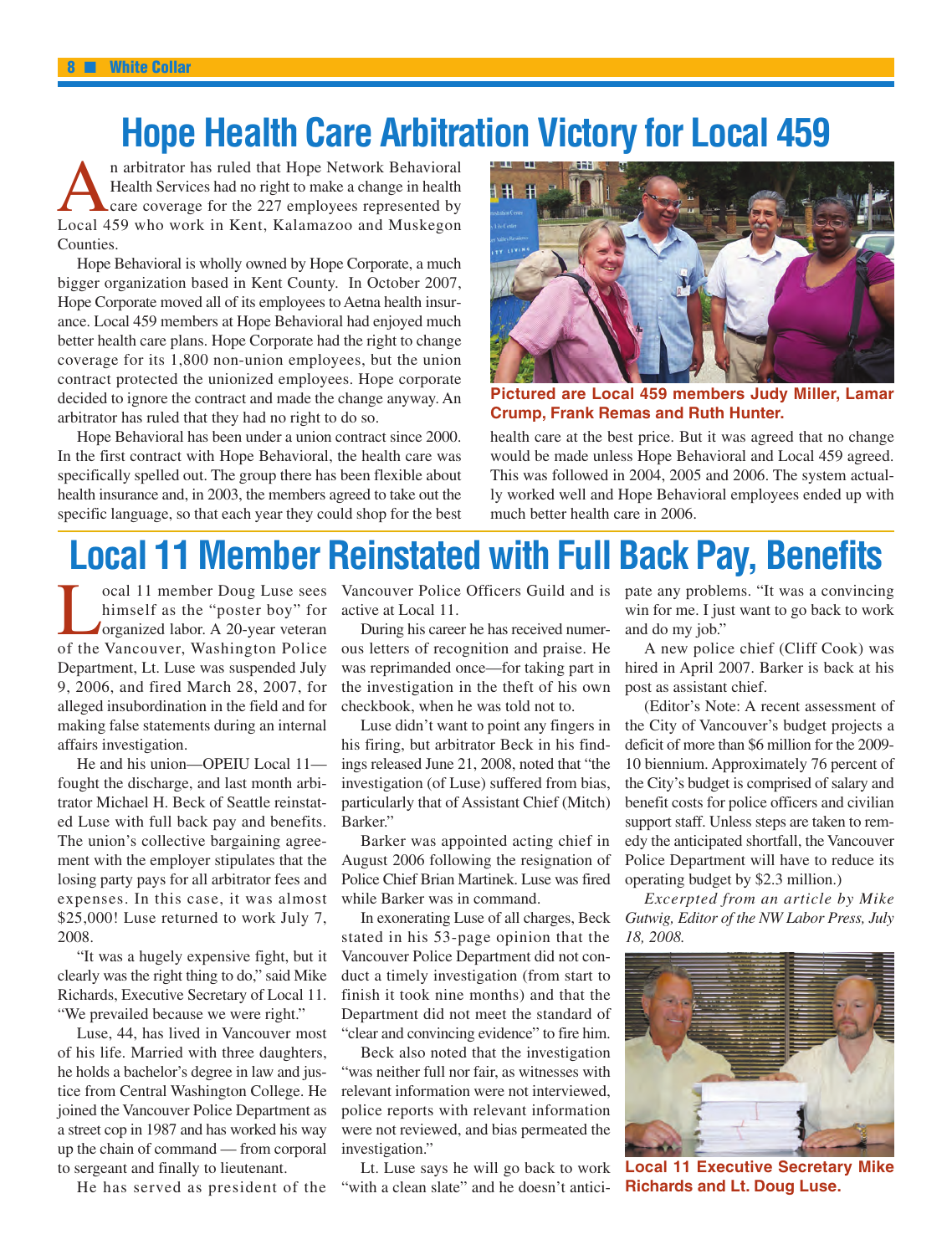# Hope Health Care Arbitration Victory for Local 459

An arbitrator has ruled that Hope Network Behavioral Health Services had no right to make a change in health care coverage for the 227 employees represented by Local 459 who work in Kent, Kalamazoo and Muskegon Counties.

Hope Behavioral is wholly owned by Hope Corporate, a much bigger organization based in Kent County. In October 2007, Hope Corporate moved all of its employees to Aetna health insurance. Local 459 members at Hope Behavioral had enjoyed much better health care plans. Hope Corporate had the right to change coverage for its 1,800 non-union employees, but the union contract protected the unionized employees. Hope corporate decided to ignore the contract and made the change anyway. An arbitrator has ruled that they had no right to do so.

Hope Behavioral has been under a union contract since 2000. In the first contract with Hope Behavioral, the health care was specifically spelled out. The group there has been flexible about health insurance and, in 2003, the members agreed to take out the specific language, so that each year they could shop for the best health care at the best price. But it was agreed that no change would be made unless Hope Behavioral and Local 459 agreed. This was followed in 2004, 2005 and 2006. The system actually worked well and Hope Behavioral employees ended up with much better health care in 2006.

**Pictured are Local 459 members Judy Miller, Lamar Crump, Frank Remas and Ruth Hunter.**

# Local 11 Member Reinstated with Full Back Pay, Benefits

Local 11 member Doug Luse sees himself as the "poster boy" for organized labor. A 20-year veteran of the Vancouver, Washington Police Department, Lt. Luse was suspended July 9, 2006, and fired March 28, 2007, for alleged insubordination in the field and for making false statements during an internal affairs investigation.

He and his union—OPEIU Local 11—fought the discharge, and last month arbitrator Michael H. Beck of Seattle reinstated Luse with full back pay and benefits. The union's collective bargaining agreement with the employer stipulates that the losing party pays for all arbitrator fees and expenses. In this case, it was almost $25,000! Luse returned to work July 7, 2008.

"It was a hugely expensive fight, but it clearly was the right thing to do," said Mike Richards, Executive Secretary of Local 11. "We prevailed because we were right."

Luse, 44, has lived in Vancouver most of his life. Married with three daughters, he holds a bachelor's degree in law and justice from Central Washington College. He joined the Vancouver Police Department as a street cop in 1987 and has worked his way up the chain of command — from corporal to sergeant and finally to lieutenant.

He has served as president of the Vancouver Police Officers Guild and is active at Local 11.

During his career he has received numerous letters of recognition and praise. He was reprimanded once—for taking part in the investigation in the theft of his own checkbook, when he was told not to.

Luse didn't want to point any fingers in his firing, but arbitrator Beck in his findings released June 21, 2008, noted that "the investigation (of Luse) suffered from bias, particularly that of Assistant Chief (Mitch) Barker."

Barker was appointed acting chief in August 2006 following the resignation of Police Chief Brian Martinek. Luse was fired while Barker was in command.

In exonerating Luse of all charges, Beck stated in his 53-page opinion that the Vancouver Police Department did not conduct a timely investigation (from start to finish it took nine months) and that the Department did not meet the standard of "clear and convincing evidence" to fire him.

Beck also noted that the investigation "was neither full nor fair, as witnesses with relevant information were not interviewed, police reports with relevant information were not reviewed, and bias permeated the investigation."

Lt. Luse says he will go back to work "with a clean slate" and he doesn't anticipate any problems. "It was a convincing win for me. I just want to go back to work and do my job."

A new police chief (Cliff Cook) was hired in April 2007. Barker is back at his post as assistant chief.

(Editor's Note: A recent assessment of the City of Vancouver's budget projects a deficit of more than $6 million for the 2009-10 biennium. Approximately 76 percent of the City's budget is comprised of salary and benefit costs for police officers and civilian support staff. Unless steps are taken to remedy the anticipated shortfall, the Vancouver Police Department will have to reduce its operating budget by $2.3 million.)

*Excerpted from an article by Mike Gutwig, Editor of the NW Labor Press, July 18, 2008.*

**Local 11 Executive Secretary Mike Richards and Lt. Doug Luse.**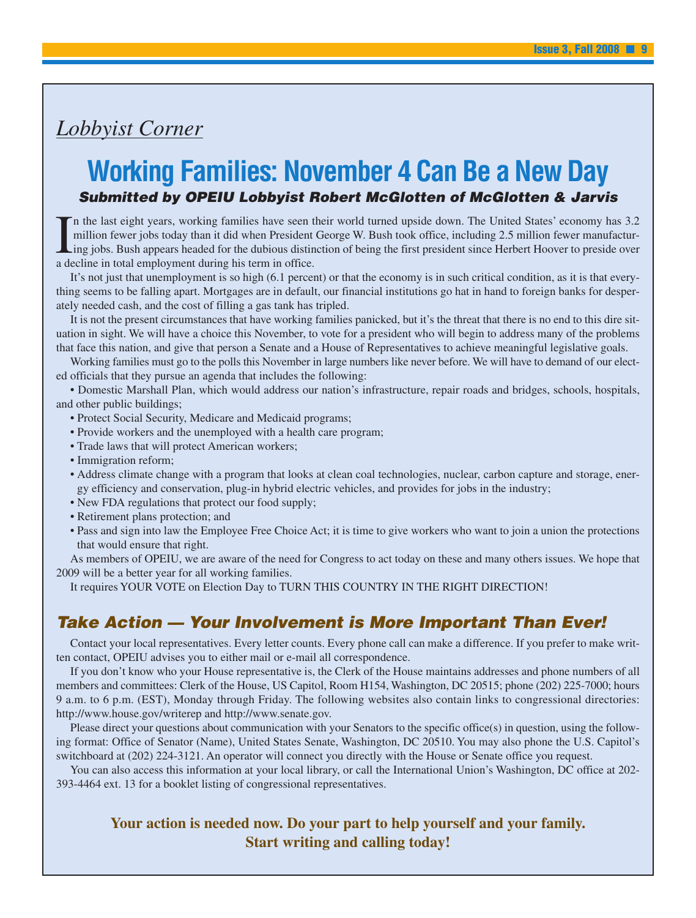*Lobbyist Corner*

# Working Families: November 4 Can Be a New Day

***Submitted by OPEIU Lobbyist Robert McGlotten of McGlotten & Jarvis***

In the last eight years, working families have seen their world turned upside down. The United States' economy has 3.2 million fewer jobs today than it did when President George W. Bush took office, including 2.5 million fewer manufacturing jobs. Bush appears headed for the dubious distinction of being the first president since Herbert Hoover to preside over a decline in total employment during his term in office.

It's not just that unemployment is so high (6.1 percent) or that the economy is in such critical condition, as it is that everything seems to be falling apart. Mortgages are in default, our financial institutions go hat in hand to foreign banks for desperately needed cash, and the cost of filling a gas tank has tripled.

It is not the present circumstances that have working families panicked, but it's the threat that there is no end to this dire situation in sight. We will have a choice this November, to vote for a president who will begin to address many of the problems that face this nation, and give that person a Senate and a House of Representatives to achieve meaningful legislative goals.

Working families must go to the polls this November in large numbers like never before. We will have to demand of our elected officials that they pursue an agenda that includes the following:

- Domestic Marshall Plan, which would address our nation's infrastructure, repair roads and bridges, schools, hospitals, and other public buildings;
- Protect Social Security, Medicare and Medicaid programs;
- Provide workers and the unemployed with a health care program;
- Trade laws that will protect American workers;
- Immigration reform;
- Address climate change with a program that looks at clean coal technologies, nuclear, carbon capture and storage, energy efficiency and conservation, plug-in hybrid electric vehicles, and provides for jobs in the industry;
- New FDA regulations that protect our food supply;
- Retirement plans protection; and
- Pass and sign into law the Employee Free Choice Act; it is time to give workers who want to join a union the protections that would ensure that right.

As members of OPEIU, we are aware of the need for Congress to act today on these and many others issues. We hope that 2009 will be a better year for all working families.

It requires YOUR VOTE on Election Day to TURN THIS COUNTRY IN THE RIGHT DIRECTION!

## *Take Action — Your Involvement is More Important Than Ever!*

Contact your local representatives. Every letter counts. Every phone call can make a difference. If you prefer to make written contact, OPEIU advises you to either mail or e-mail all correspondence.

If you don't know who your House representative is, the Clerk of the House maintains addresses and phone numbers of all members and committees: Clerk of the House, US Capitol, Room H154, Washington, DC 20515; phone (202) 225-7000; hours 9 a.m. to 6 p.m. (EST), Monday through Friday. The following websites also contain links to congressional directories: http://www.house.gov/writerep and http://www.senate.gov.

Please direct your questions about communication with your Senators to the specific office(s) in question, using the following format: Office of Senator (Name), United States Senate, Washington, DC 20510. You may also phone the U.S. Capitol's switchboard at (202) 224-3121. An operator will connect you directly with the House or Senate office you request.

You can also access this information at your local library, or call the International Union's Washington, DC office at 202-393-4464 ext. 13 for a booklet listing of congressional representatives.

**Your action is needed now. Do your part to help yourself and your family. Start writing and calling today!**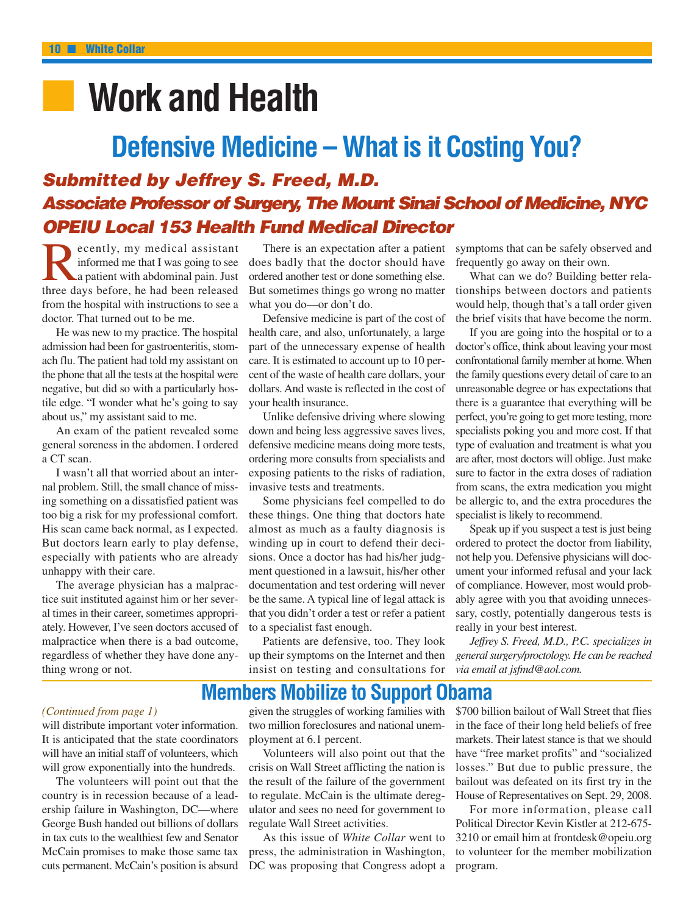# Work and Health

## Defensive Medicine – What is it Costing You?

***Submitted by Jeffrey S. Freed, M.D.***
***Associate Professor of Surgery, The Mount Sinai School of Medicine, NYC***
***OPEIU Local 153 Health Fund Medical Director***

Recently, my medical assistant informed me that I was going to see a patient with abdominal pain. Just three days before, he had been released from the hospital with instructions to see a doctor. That turned out to be me.

He was new to my practice. The hospital admission had been for gastroenteritis, stomach flu. The patient had told my assistant on the phone that all the tests at the hospital were negative, but did so with a particularly hostile edge. "I wonder what he's going to say about us," my assistant said to me.

An exam of the patient revealed some general soreness in the abdomen. I ordered a CT scan.

I wasn't all that worried about an internal problem. Still, the small chance of missing something on a dissatisfied patient was too big a risk for my professional comfort. His scan came back normal, as I expected. But doctors learn early to play defense, especially with patients who are already unhappy with their care.

The average physician has a malpractice suit instituted against him or her several times in their career, sometimes appropriately. However, I've seen doctors accused of malpractice when there is a bad outcome, regardless of whether they have done anything wrong or not.

There is an expectation after a patient does badly that the doctor should have ordered another test or done something else. But sometimes things go wrong no matter what you do—or don't do.

Defensive medicine is part of the cost of health care, and also, unfortunately, a large part of the unnecessary expense of health care. It is estimated to account up to 10 percent of the waste of health care dollars, your dollars. And waste is reflected in the cost of your health insurance.

Unlike defensive driving where slowing down and being less aggressive saves lives, defensive medicine means doing more tests, ordering more consults from specialists and exposing patients to the risks of radiation, invasive tests and treatments.

Some physicians feel compelled to do these things. One thing that doctors hate almost as much as a faulty diagnosis is winding up in court to defend their decisions. Once a doctor has had his/her judgment questioned in a lawsuit, his/her other documentation and test ordering will never be the same. A typical line of legal attack is that you didn't order a test or refer a patient to a specialist fast enough.

Patients are defensive, too. They look up their symptoms on the Internet and then insist on testing and consultations for symptoms that can be safely observed and frequently go away on their own.

What can we do? Building better relationships between doctors and patients would help, though that's a tall order given the brief visits that have become the norm.

If you are going into the hospital or to a doctor's office, think about leaving your most confrontational family member at home. When the family questions every detail of care to an unreasonable degree or has expectations that there is a guarantee that everything will be perfect, you're going to get more testing, more specialists poking you and more cost. If that type of evaluation and treatment is what you are after, most doctors will oblige. Just make sure to factor in the extra doses of radiation from scans, the extra medication you might be allergic to, and the extra procedures the specialist is likely to recommend.

Speak up if you suspect a test is just being ordered to protect the doctor from liability, not help you. Defensive physicians will document your informed refusal and your lack of compliance. However, most would probably agree with you that avoiding unnecessary, costly, potentially dangerous tests is really in your best interest.

*Jeffrey S. Freed, M.D., P.C. specializes in general surgery/proctology. He can be reached via email at jsfmd@aol.com.*

## Members Mobilize to Support Obama

*(Continued from page 1)*

will distribute important voter information. It is anticipated that the state coordinators will have an initial staff of volunteers, which will grow exponentially into the hundreds.

The volunteers will point out that the country is in recession because of a leadership failure in Washington, DC—where George Bush handed out billions of dollars in tax cuts to the wealthiest few and Senator McCain promises to make those same tax cuts permanent. McCain's position is absurd given the struggles of working families with two million foreclosures and national unemployment at 6.1 percent.

Volunteers will also point out that the crisis on Wall Street afflicting the nation is the result of the failure of the government to regulate. McCain is the ultimate deregulator and sees no need for government to regulate Wall Street activities.

As this issue of *White Collar* went to press, the administration in Washington, DC was proposing that Congress adopt a $700 billion bailout of Wall Street that flies in the face of their long held beliefs of free markets. Their latest stance is that we should have "free market profits" and "socialized losses." But due to public pressure, the bailout was defeated on its first try in the House of Representatives on Sept. 29, 2008.

For more information, please call Political Director Kevin Kistler at 212-675-3210 or email him at frontdesk@opeiu.org to volunteer for the member mobilization program.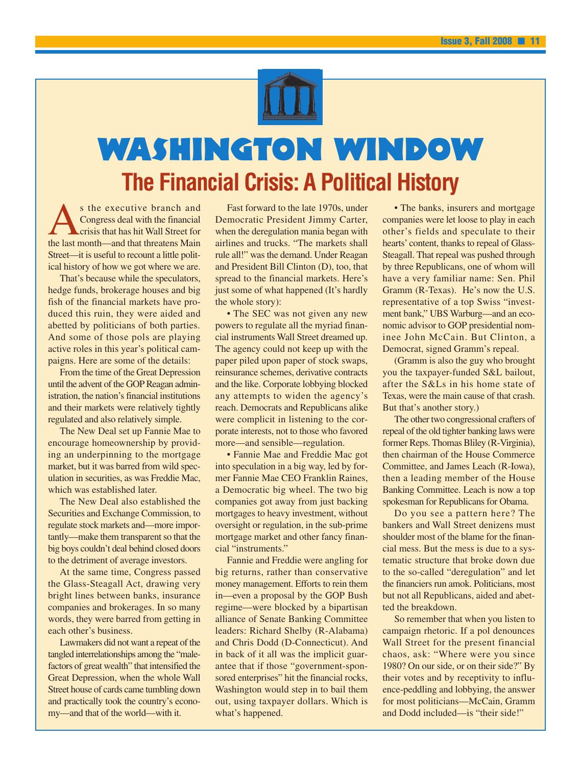# WASHINGTON WINDOW

## The Financial Crisis: A Political History

As the executive branch and Congress deal with the financial crisis that has hit Wall Street for the last month—and that threatens Main Street—it is useful to recount a little political history of how we got where we are.

That's because while the speculators, hedge funds, brokerage houses and big fish of the financial markets have produced this ruin, they were aided and abetted by politicians of both parties. And some of those pols are playing active roles in this year's political campaigns. Here are some of the details:

From the time of the Great Depression until the advent of the GOP Reagan administration, the nation's financial institutions and their markets were relatively tightly regulated and also relatively simple.

The New Deal set up Fannie Mae to encourage homeownership by providing an underpinning to the mortgage market, but it was barred from wild speculation in securities, as was Freddie Mac, which was established later.

The New Deal also established the Securities and Exchange Commission, to regulate stock markets and—more importantly—make them transparent so that the big boys couldn't deal behind closed doors to the detriment of average investors.

At the same time, Congress passed the Glass-Steagall Act, drawing very bright lines between banks, insurance companies and brokerages. In so many words, they were barred from getting in each other's business.

Lawmakers did not want a repeat of the tangled interrelationships among the "malefactors of great wealth" that intensified the Great Depression, when the whole Wall Street house of cards came tumbling down and practically took the country's economy—and that of the world—with it.

Fast forward to the late 1970s, under Democratic President Jimmy Carter, when the deregulation mania began with airlines and trucks. "The markets shall rule all!" was the demand. Under Reagan and President Bill Clinton (D), too, that spread to the financial markets. Here's just some of what happened (It's hardly the whole story):

- The SEC was not given any new powers to regulate all the myriad financial instruments Wall Street dreamed up. The agency could not keep up with the paper piled upon paper of stock swaps, reinsurance schemes, derivative contracts and the like. Corporate lobbying blocked any attempts to widen the agency's reach. Democrats and Republicans alike were complicit in listening to the corporate interests, not to those who favored more—and sensible—regulation.

- Fannie Mae and Freddie Mac got into speculation in a big way, led by former Fannie Mae CEO Franklin Raines, a Democratic big wheel. The two big companies got away from just backing mortgages to heavy investment, without oversight or regulation, in the sub-prime mortgage market and other fancy financial "instruments."

Fannie and Freddie were angling for big returns, rather than conservative money management. Efforts to rein them in—even a proposal by the GOP Bush regime—were blocked by a bipartisan alliance of Senate Banking Committee leaders: Richard Shelby (R-Alabama) and Chris Dodd (D-Connecticut). And in back of it all was the implicit guarantee that if those "government-sponsored enterprises" hit the financial rocks, Washington would step in to bail them out, using taxpayer dollars. Which is what's happened.

- The banks, insurers and mortgage companies were let loose to play in each other's fields and speculate to their hearts' content, thanks to repeal of Glass-Steagall. That repeal was pushed through by three Republicans, one of whom will have a very familiar name: Sen. Phil Gramm (R-Texas). He's now the U.S. representative of a top Swiss "investment bank," UBS Warburg—and an economic advisor to GOP presidential nominee John McCain. But Clinton, a Democrat, signed Gramm's repeal.

(Gramm is also the guy who brought you the taxpayer-funded S&L bailout, after the S&Ls in his home state of Texas, were the main cause of that crash. But that's another story.)

The other two congressional crafters of repeal of the old tighter banking laws were former Reps. Thomas Bliley (R-Virginia), then chairman of the House Commerce Committee, and James Leach (R-Iowa), then a leading member of the House Banking Committee. Leach is now a top spokesman for Republicans for Obama.

Do you see a pattern here? The bankers and Wall Street denizens must shoulder most of the blame for the financial mess. But the mess is due to a systematic structure that broke down due to the so-called "deregulation" and let the financiers run amok. Politicians, most but not all Republicans, aided and abetted the breakdown.

So remember that when you listen to campaign rhetoric. If a pol denounces Wall Street for the present financial chaos, ask: "Where were you since 1980? On our side, or on their side?" By their votes and by receptivity to influence-peddling and lobbying, the answer for most politicians—McCain, Gramm and Dodd included—is "their side!"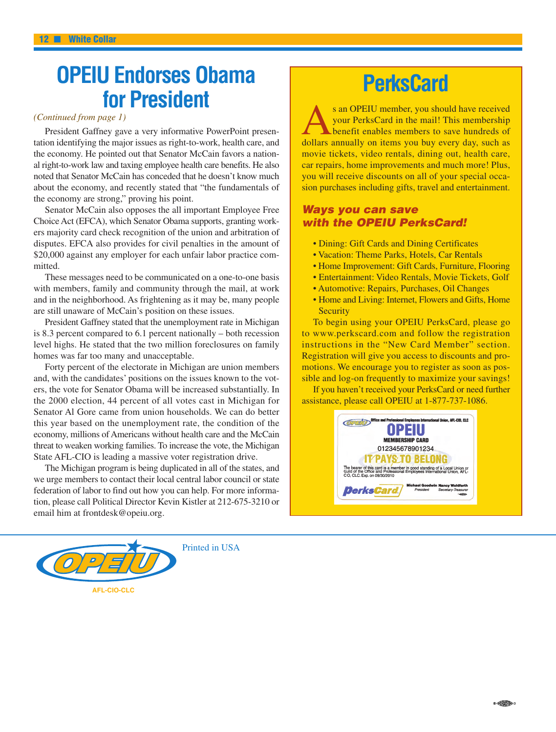# OPEIU Endorses Obama for President

*(Continued from page 1)*

President Gaffney gave a very informative PowerPoint presentation identifying the major issues as right-to-work, health care, and the economy. He pointed out that Senator McCain favors a national right-to-work law and taxing employee health care benefits. He also noted that Senator McCain has conceded that he doesn't know much about the economy, and recently stated that "the fundamentals of the economy are strong," proving his point.

Senator McCain also opposes the all important Employee Free Choice Act (EFCA), which Senator Obama supports, granting workers majority card check recognition of the union and arbitration of disputes. EFCA also provides for civil penalties in the amount of $20,000 against any employer for each unfair labor practice committed.

These messages need to be communicated on a one-to-one basis with members, family and community through the mail, at work and in the neighborhood. As frightening as it may be, many people are still unaware of McCain's position on these issues.

President Gaffney stated that the unemployment rate in Michigan is 8.3 percent compared to 6.1 percent nationally – both recession level highs. He stated that the two million foreclosures on family homes was far too many and unacceptable.

Forty percent of the electorate in Michigan are union members and, with the candidates' positions on the issues known to the voters, the vote for Senator Obama will be increased substantially. In the 2000 election, 44 percent of all votes cast in Michigan for Senator Al Gore came from union households. We can do better this year based on the unemployment rate, the condition of the economy, millions of Americans without health care and the McCain threat to weaken working families. To increase the vote, the Michigan State AFL-CIO is leading a massive voter registration drive.

The Michigan program is being duplicated in all of the states, and we urge members to contact their local central labor council or state federation of labor to find out how you can help. For more information, please call Political Director Kevin Kistler at 212-675-3210 or email him at frontdesk@opeiu.org.

# PerksCard

As an OPEIU member, you should have received your PerksCard in the mail! This membership benefit enables members to save hundreds of dollars annually on items you buy every day, such as movie tickets, video rentals, dining out, health care, car repairs, home improvements and much more! Plus, you will receive discounts on all of your special occasion purchases including gifts, travel and entertainment.

### *Ways you can save with the OPEIU PerksCard!*

- Dining: Gift Cards and Dining Certificates
- Vacation: Theme Parks, Hotels, Car Rentals
- Home Improvement: Gift Cards, Furniture, Flooring
- Entertainment: Video Rentals, Movie Tickets, Golf
- Automotive: Repairs, Purchases, Oil Changes
- Home and Living: Internet, Flowers and Gifts, Home Security

To begin using your OPEIU PerksCard, please go to www.perkscard.com and follow the registration instructions in the "New Card Member" section. Registration will give you access to discounts and promotions. We encourage you to register as soon as possible and log-on frequently to maximize your savings!

If you haven't received your PerksCard or need further assistance, please call OPEIU at 1-877-737-1086.

Office and Professional Employees International Union, AFL-CIO, CLC
OPEIU
MEMBERSHIP CARD
012345678901234
IT PAYS TO BELONG
The bearer of this card is a member in good standing of a Local Union or Guild of the Office and Professional Employees International Union, AFL-CIO, CLC. Exp. on 09/30/2010
PerksCard
Michael Goodwin, President — Nancy Wohlforth, Secretary-Treasurer

OPEIU
AFL-CIO-CLC

Printed in USA